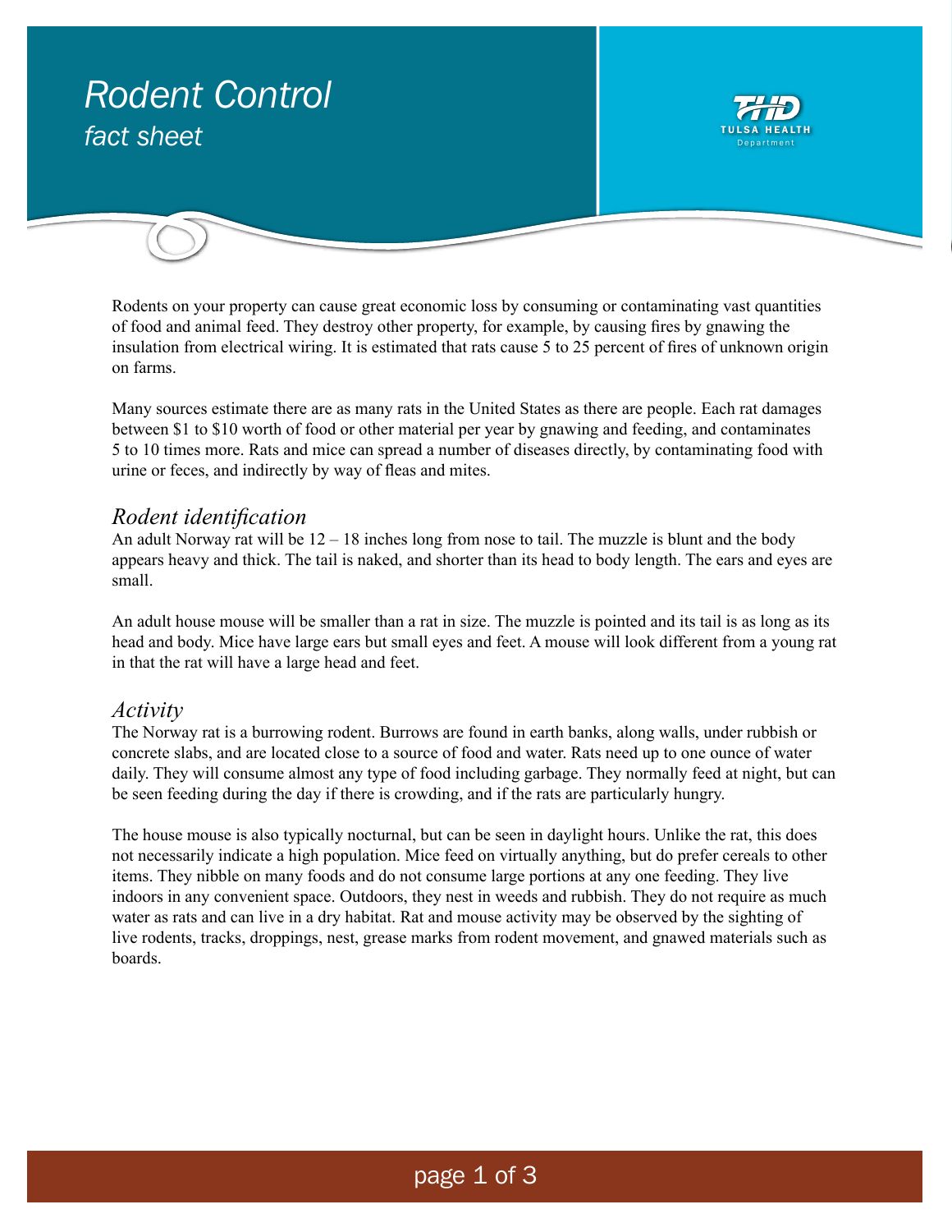# *Rodent Control*

*fact sheet*

Rodents on your property can cause great economic loss by consuming or contaminating vast quantities of food and animal feed. They destroy other property, for example, by causing fires by gnawing the insulation from electrical wiring. It is estimated that rats cause 5 to 25 percent of fires of unknown origin on farms.

Many sources estimate there are as many rats in the United States as there are people. Each rat damages between $1 to $10 worth of food or other material per year by gnawing and feeding, and contaminates 5 to 10 times more. Rats and mice can spread a number of diseases directly, by contaminating food with urine or feces, and indirectly by way of fleas and mites.

## *Rodent identification*

An adult Norway rat will be 12 – 18 inches long from nose to tail. The muzzle is blunt and the body appears heavy and thick. The tail is naked, and shorter than its head to body length. The ears and eyes are small.

An adult house mouse will be smaller than a rat in size. The muzzle is pointed and its tail is as long as its head and body. Mice have large ears but small eyes and feet. A mouse will look different from a young rat in that the rat will have a large head and feet.

## *Activity*

The Norway rat is a burrowing rodent. Burrows are found in earth banks, along walls, under rubbish or concrete slabs, and are located close to a source of food and water. Rats need up to one ounce of water daily. They will consume almost any type of food including garbage. They normally feed at night, but can be seen feeding during the day if there is crowding, and if the rats are particularly hungry.

The house mouse is also typically nocturnal, but can be seen in daylight hours. Unlike the rat, this does not necessarily indicate a high population. Mice feed on virtually anything, but do prefer cereals to other items. They nibble on many foods and do not consume large portions at any one feeding. They live indoors in any convenient space. Outdoors, they nest in weeds and rubbish. They do not require as much water as rats and can live in a dry habitat. Rat and mouse activity may be observed by the sighting of live rodents, tracks, droppings, nest, grease marks from rodent movement, and gnawed materials such as boards.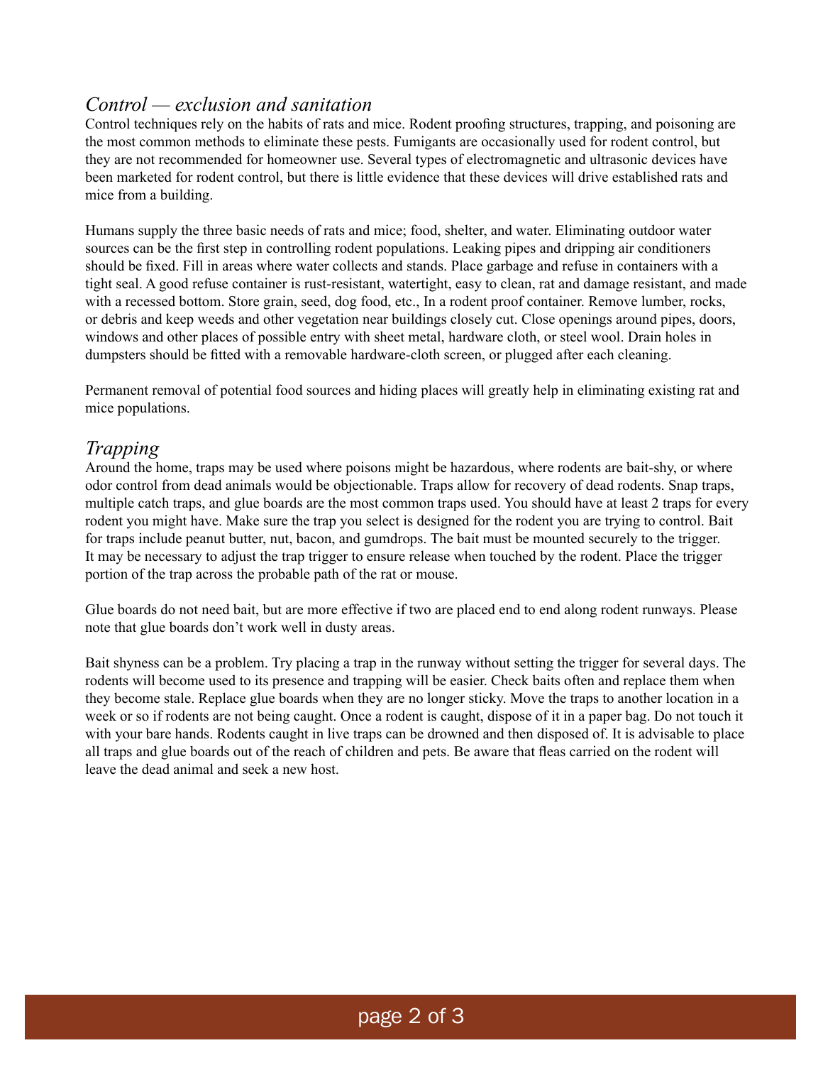## *Control — exclusion and sanitation*

Control techniques rely on the habits of rats and mice. Rodent proofing structures, trapping, and poisoning are the most common methods to eliminate these pests. Fumigants are occasionally used for rodent control, but they are not recommended for homeowner use. Several types of electromagnetic and ultrasonic devices have been marketed for rodent control, but there is little evidence that these devices will drive established rats and mice from a building.

Humans supply the three basic needs of rats and mice; food, shelter, and water. Eliminating outdoor water sources can be the first step in controlling rodent populations. Leaking pipes and dripping air conditioners should be fixed. Fill in areas where water collects and stands. Place garbage and refuse in containers with a tight seal. A good refuse container is rust-resistant, watertight, easy to clean, rat and damage resistant, and made with a recessed bottom. Store grain, seed, dog food, etc., In a rodent proof container. Remove lumber, rocks, or debris and keep weeds and other vegetation near buildings closely cut. Close openings around pipes, doors, windows and other places of possible entry with sheet metal, hardware cloth, or steel wool. Drain holes in dumpsters should be fitted with a removable hardware-cloth screen, or plugged after each cleaning.

Permanent removal of potential food sources and hiding places will greatly help in eliminating existing rat and mice populations.

## *Trapping*

Around the home, traps may be used where poisons might be hazardous, where rodents are bait-shy, or where odor control from dead animals would be objectionable. Traps allow for recovery of dead rodents. Snap traps, multiple catch traps, and glue boards are the most common traps used. You should have at least 2 traps for every rodent you might have. Make sure the trap you select is designed for the rodent you are trying to control. Bait for traps include peanut butter, nut, bacon, and gumdrops. The bait must be mounted securely to the trigger. It may be necessary to adjust the trap trigger to ensure release when touched by the rodent. Place the trigger portion of the trap across the probable path of the rat or mouse.

Glue boards do not need bait, but are more effective if two are placed end to end along rodent runways. Please note that glue boards don't work well in dusty areas.

Bait shyness can be a problem. Try placing a trap in the runway without setting the trigger for several days. The rodents will become used to its presence and trapping will be easier. Check baits often and replace them when they become stale. Replace glue boards when they are no longer sticky. Move the traps to another location in a week or so if rodents are not being caught. Once a rodent is caught, dispose of it in a paper bag. Do not touch it with your bare hands. Rodents caught in live traps can be drowned and then disposed of. It is advisable to place all traps and glue boards out of the reach of children and pets. Be aware that fleas carried on the rodent will leave the dead animal and seek a new host.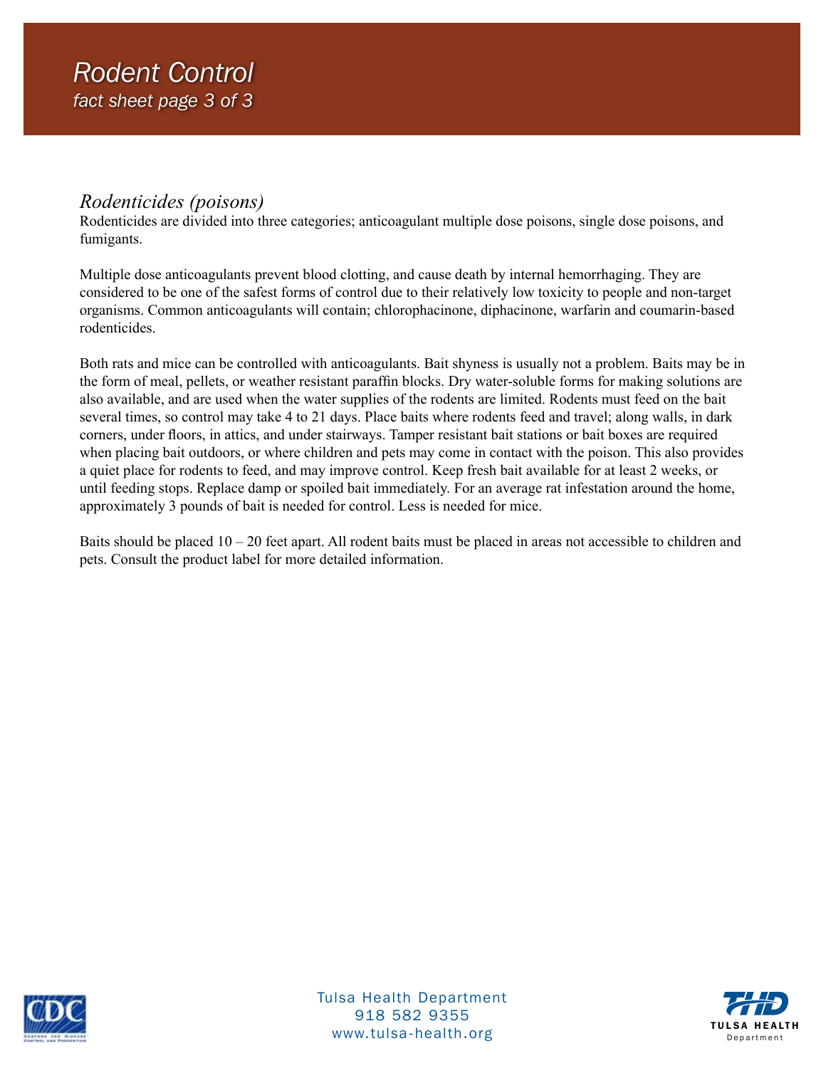## *Rodenticides (poisons)*

Rodenticides are divided into three categories; anticoagulant multiple dose poisons, single dose poisons, and fumigants.

Multiple dose anticoagulants prevent blood clotting, and cause death by internal hemorrhaging. They are considered to be one of the safest forms of control due to their relatively low toxicity to people and non-target organisms. Common anticoagulants will contain; chlorophacinone, diphacinone, warfarin and coumarin-based rodenticides.

Both rats and mice can be controlled with anticoagulants. Bait shyness is usually not a problem. Baits may be in the form of meal, pellets, or weather resistant paraffin blocks. Dry water-soluble forms for making solutions are also available, and are used when the water supplies of the rodents are limited. Rodents must feed on the bait several times, so control may take 4 to 21 days. Place baits where rodents feed and travel; along walls, in dark corners, under floors, in attics, and under stairways. Tamper resistant bait stations or bait boxes are required when placing bait outdoors, or where children and pets may come in contact with the poison. This also provides a quiet place for rodents to feed, and may improve control. Keep fresh bait available for at least 2 weeks, or until feeding stops. Replace damp or spoiled bait immediately. For an average rat infestation around the home, approximately 3 pounds of bait is needed for control. Less is needed for mice.

Baits should be placed 10 – 20 feet apart. All rodent baits must be placed in areas not accessible to children and pets. Consult the product label for more detailed information.